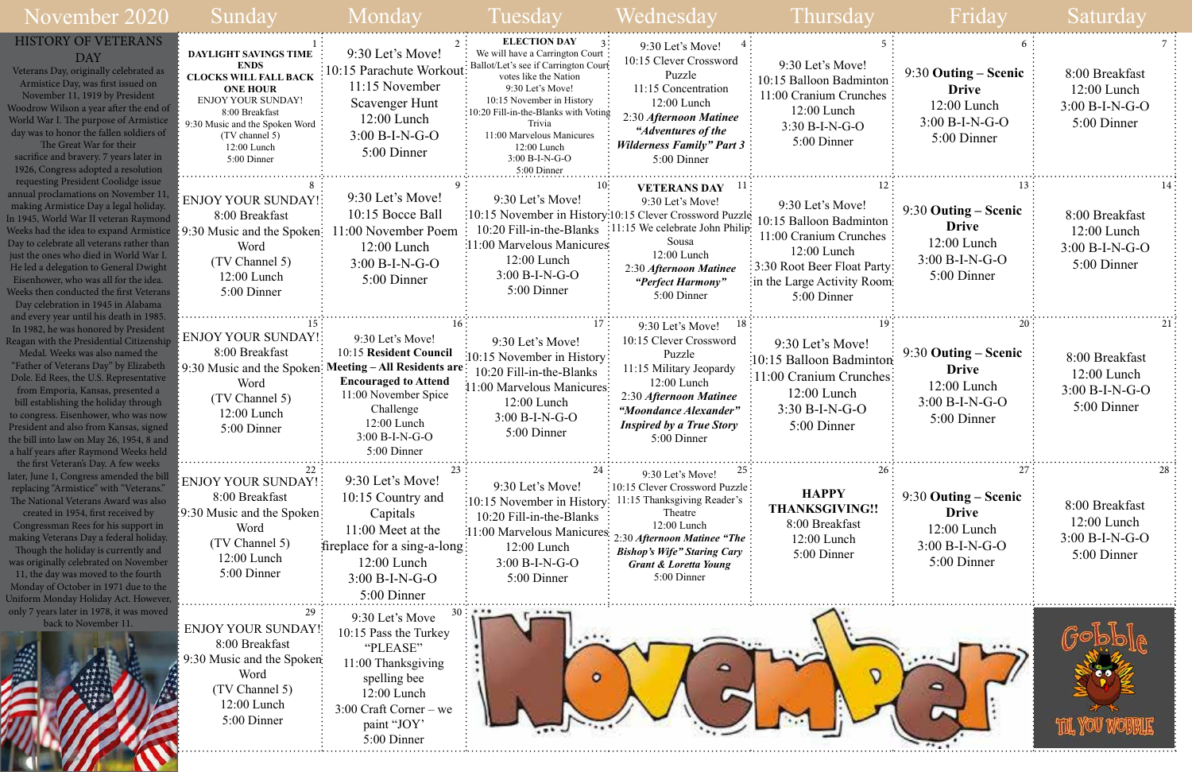# November 2020

## HISTORY OF VETERANS DAY

Veterans Day, originally celebrated as Armistice Day, was first issued on November 11, 1919 by President Woodrow Wilson a year after the end of World War I. The purpose of Armistice day was to honor the fallen soldiers of The Great War for their sacrifice and bravery. 7 years later in 1926, Congress adopted a resolution requesting President Coolidge issue annual proclamations on November 11, making Armistice Day a legal holiday. In 1945, World War II veteran Raymond Weeks had the idea to expand Armistice Day to celebrate all veterans rather than just the ones who died in World War I. He led a delegation to General Dwight Eisenhower, who was all for the idea. Weeks then conducted the first Veterans Day celebration in 1945 in Alabama and every year until his death in 1985. In 1982, he was honored by President Reagan with the Presidential Citizenship Medal. Weeks was also named the "Father of Veterans Day" by Elizabeth Dole. Ed Rees, the U.S. Representative from Emporia, Kansas, presented a bill establishing the holiday through to congress. Eisenhower, who was now President and also from Kansas, signed the bill into law on May 26, 1954, 8 and a half years after Raymond Weeks held the first Veteran's Day. A few weeks later, June 1, Congress amended the bill replacing "Armistice" with "Veterans." The National Veterans Award was also created in 1954, first received by Congressman Rees for his support in making Veterans Day a federal holiday. Though the holiday is currently and was originally celebrated on November 11, the day was moved to the fourth Monday of October in 1971 due to the Uniform Monday Holiday Act. However, only 7 years later in 1978, it was moved back to November 11.

| Sunday | Monday | Tuesday | Wednesday | Thursday | Friday | Saturday |
|---|---|---|---|---|---|---|
| 1<br>**DAYLIGHT SAVINGS TIME ENDS**<br>**CLOCKS WILL FALL BACK ONE HOUR**<br>ENJOY YOUR SUNDAY!<br>8:00 Breakfast<br>9:30 Music and the Spoken Word (TV channel 5)<br>12:00 Lunch<br>5:00 Dinner | 2<br>9:30 Let's Move!<br>10:15 Parachute Workout<br>11:15 November Scavenger Hunt<br>12:00 Lunch<br>3:00 B-I-N-G-O<br>5:00 Dinner | 3<br>**ELECTION DAY**<br>We will have a Carrington Court Ballot/Let's see if Carrington Court votes like the Nation<br>9:30 Let's Move!<br>10:15 November in History<br>10:20 Fill-in-the-Blanks with Voting Trivia<br>11:00 Marvelous Manicures<br>12:00 Lunch<br>3:00 B-I-N-G-O<br>5:00 Dinner | 4<br>9:30 Let's Move!<br>10:15 Clever Crossword Puzzle<br>11:15 Concentration<br>12:00 Lunch<br>2:30 ***Afternoon Matinee "Adventures of the Wilderness Family" Part 3***<br>5:00 Dinner | 5<br>9:30 Let's Move!<br>10:15 Balloon Badminton<br>11:00 Cranium Crunches<br>12:00 Lunch<br>3:30 B-I-N-G-O<br>5:00 Dinner | 6<br>9:30 **Outing – Scenic Drive**<br>12:00 Lunch<br>3:00 B-I-N-G-O<br>5:00 Dinner | 7<br>8:00 Breakfast<br>12:00 Lunch<br>3:00 B-I-N-G-O<br>5:00 Dinner |
| 8<br>ENJOY YOUR SUNDAY!<br>8:00 Breakfast<br>9:30 Music and the Spoken Word (TV Channel 5)<br>12:00 Lunch<br>5:00 Dinner | 9<br>9:30 Let's Move!<br>10:15 Bocce Ball<br>11:00 November Poem<br>12:00 Lunch<br>3:00 B-I-N-G-O<br>5:00 Dinner | 10<br>9:30 Let's Move!<br>10:15 November in History<br>10:20 Fill-in-the-Blanks<br>11:00 Marvelous Manicures<br>12:00 Lunch<br>3:00 B-I-N-G-O<br>5:00 Dinner | 11<br>**VETERANS DAY**<br>9:30 Let's Move!<br>10:15 Clever Crossword Puzzle<br>11:15 We celebrate John Philip Sousa<br>12:00 Lunch<br>2:30 ***Afternoon Matinee "Perfect Harmony"***<br>5:00 Dinner | 12<br>9:30 Let's Move!<br>10:15 Balloon Badminton<br>11:00 Cranium Crunches<br>12:00 Lunch<br>3:30 Root Beer Float Party in the Large Activity Room<br>5:00 Dinner | 13<br>9:30 **Outing – Scenic Drive**<br>12:00 Lunch<br>3:00 B-I-N-G-O<br>5:00 Dinner | 14<br>8:00 Breakfast<br>12:00 Lunch<br>3:00 B-I-N-G-O<br>5:00 Dinner |
| 15<br>ENJOY YOUR SUNDAY!<br>8:00 Breakfast<br>9:30 Music and the Spoken Word (TV Channel 5)<br>12:00 Lunch<br>5:00 Dinner | 16<br>9:30 Let's Move!<br>10:15 **Resident Council Meeting – All Residents are Encouraged to Attend**<br>11:00 November Spice Challenge<br>12:00 Lunch<br>3:00 B-I-N-G-O<br>5:00 Dinner | 17<br>9:30 Let's Move!<br>10:15 November in History<br>10:20 Fill-in-the-Blanks<br>11:00 Marvelous Manicures<br>12:00 Lunch<br>3:00 B-I-N-G-O<br>5:00 Dinner | 18<br>9:30 Let's Move!<br>10:15 Clever Crossword Puzzle<br>11:15 Military Jeopardy<br>12:00 Lunch<br>2:30 ***Afternoon Matinee "Moondance Alexander" Inspired by a True Story***<br>5:00 Dinner | 19<br>9:30 Let's Move!<br>10:15 Balloon Badminton<br>11:00 Cranium Crunches<br>12:00 Lunch<br>3:30 B-I-N-G-O<br>5:00 Dinner | 20<br>9:30 **Outing – Scenic Drive**<br>12:00 Lunch<br>3:00 B-I-N-G-O<br>5:00 Dinner | 21<br>8:00 Breakfast<br>12:00 Lunch<br>3:00 B-I-N-G-O<br>5:00 Dinner |
| 22<br>ENJOY YOUR SUNDAY!<br>8:00 Breakfast<br>9:30 Music and the Spoken Word (TV Channel 5)<br>12:00 Lunch<br>5:00 Dinner | 23<br>9:30 Let's Move!<br>10:15 Country and Capitals<br>11:00 Meet at the fireplace for a sing-a-long<br>12:00 Lunch<br>3:00 B-I-N-G-O<br>5:00 Dinner | 24<br>9:30 Let's Move!<br>10:15 November in History<br>10:20 Fill-in-the-Blanks<br>11:00 Marvelous Manicures<br>12:00 Lunch<br>3:00 B-I-N-G-O<br>5:00 Dinner | 25<br>9:30 Let's Move!<br>10:15 Clever Crossword Puzzle<br>11:15 Thanksgiving Reader's Theatre<br>12:00 Lunch<br>2:30 ***Afternoon Matinee "The Bishop's Wife" Staring Cary Grant & Loretta Young***<br>5:00 Dinner | 26<br>**HAPPY THANKSGIVING!!**<br>8:00 Breakfast<br>12:00 Lunch<br>5:00 Dinner | 27<br>9:30 **Outing – Scenic Drive**<br>12:00 Lunch<br>3:00 B-I-N-G-O<br>5:00 Dinner | 28<br>8:00 Breakfast<br>12:00 Lunch<br>3:00 B-I-N-G-O<br>5:00 Dinner |
| 29<br>ENJOY YOUR SUNDAY!<br>8:00 Breakfast<br>9:30 Music and the Spoken Word (TV Channel 5)<br>12:00 Lunch<br>5:00 Dinner | 30<br>9:30 Let's Move<br>10:15 Pass the Turkey "PLEASE"<br>11:00 Thanksgiving spelling bee<br>12:00 Lunch<br>3:00 Craft Corner – we paint "JOY"<br>5:00 Dinner | November | | | | Gobble TIL YOU WOBBLE |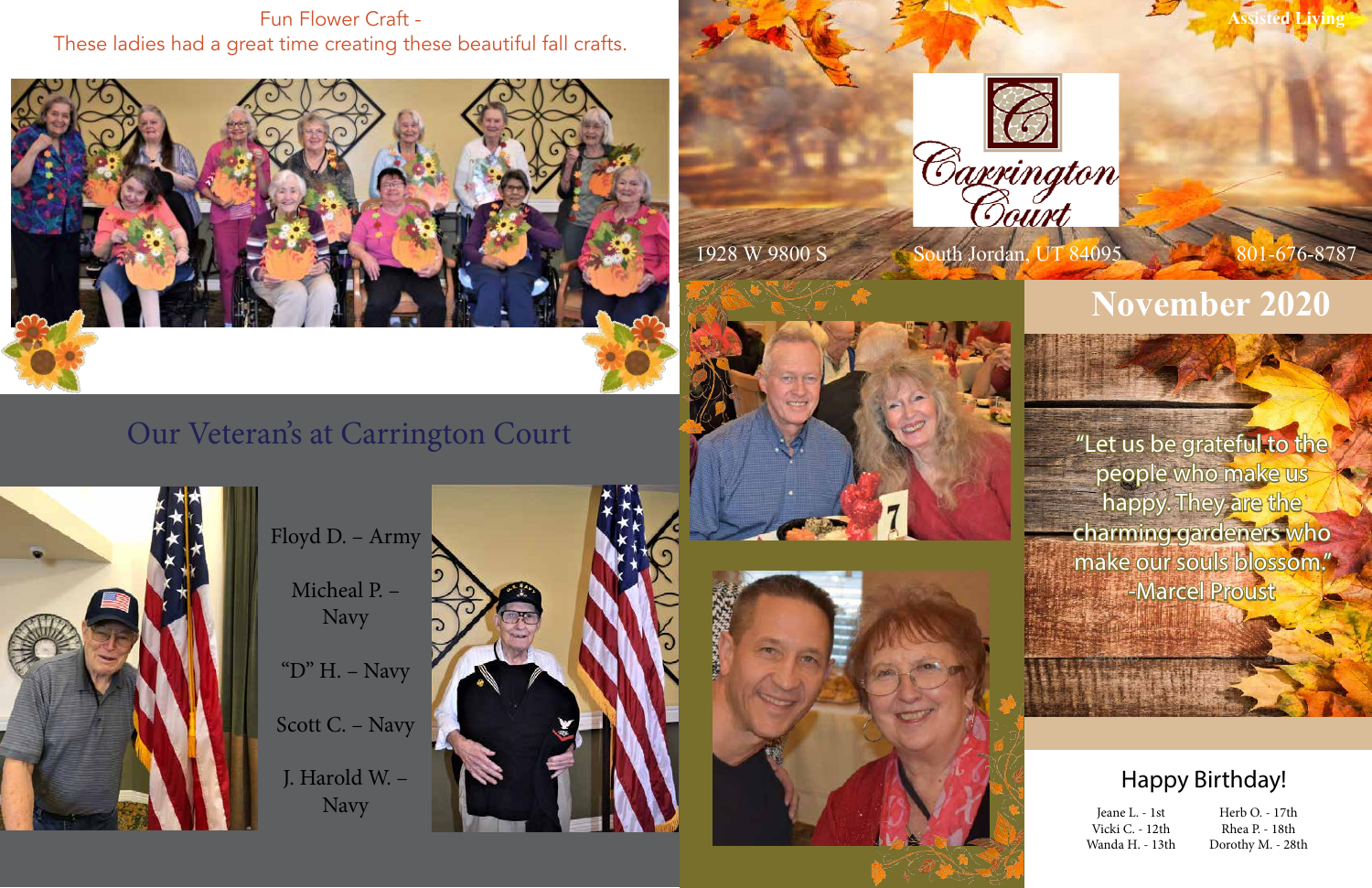## Fun Flower Craft -

These ladies had a great time creating these beautiful fall crafts.

## Our Veteran's at Carrington Court

Floyd D. – Army

Micheal P. – Navy

"D" H. – Navy

Scott C. – Navy

J. Harold W. – Navy

Assisted Living

# Carrington Court

1928 W 9800 S

South Jordan, UT 84095

801-676-8787

## November 2020

"Let us be grateful to the people who make us happy. They are the charming gardeners who make our souls blossom."
-Marcel Proust

## Happy Birthday!

Jeane L. - 1st
Vicki C. - 12th
Wanda H. - 13th

Herb O. - 17th
Rhea P. - 18th
Dorothy M. - 28th